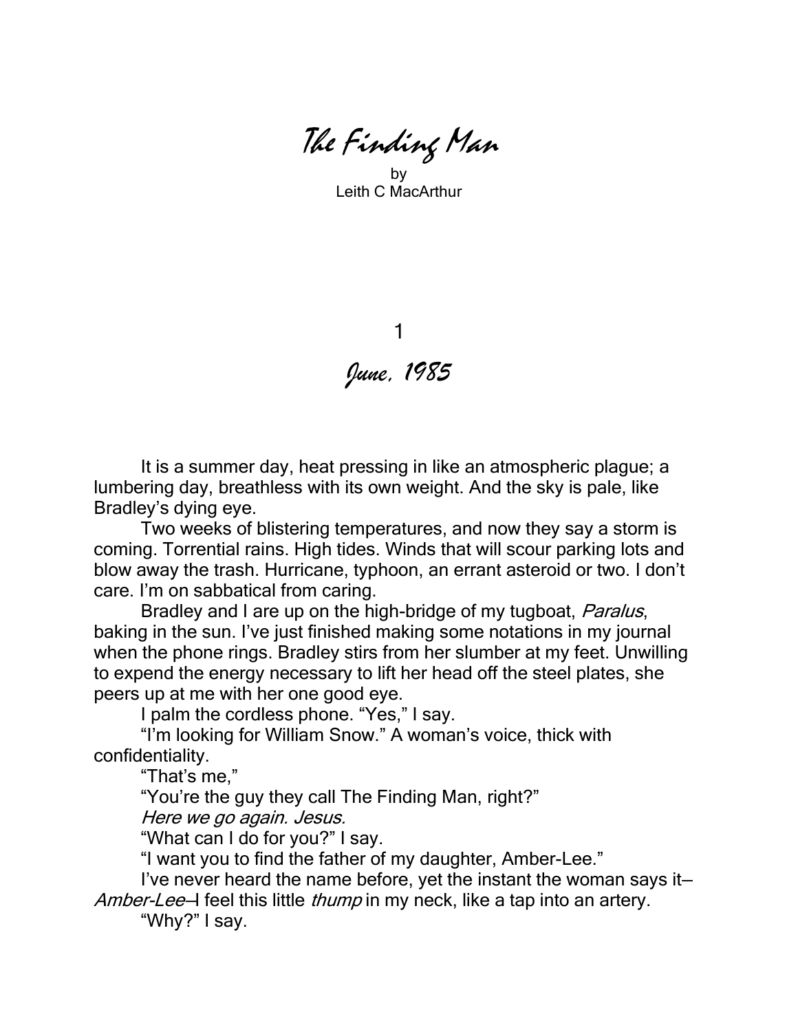# *The Finding Man*

by
Leith C MacArthur

## 1

## *June, 1985*

It is a summer day, heat pressing in like an atmospheric plague; a lumbering day, breathless with its own weight. And the sky is pale, like Bradley's dying eye.

Two weeks of blistering temperatures, and now they say a storm is coming. Torrential rains. High tides. Winds that will scour parking lots and blow away the trash. Hurricane, typhoon, an errant asteroid or two. I don't care. I'm on sabbatical from caring.

Bradley and I are up on the high-bridge of my tugboat, *Paralus*, baking in the sun. I've just finished making some notations in my journal when the phone rings. Bradley stirs from her slumber at my feet. Unwilling to expend the energy necessary to lift her head off the steel plates, she peers up at me with her one good eye.

I palm the cordless phone. "Yes," I say.

"I'm looking for William Snow." A woman's voice, thick with confidentiality.

"That's me,"

"You're the guy they call The Finding Man, right?"

*Here we go again. Jesus.*

"What can I do for you?" I say.

"I want you to find the father of my daughter, Amber-Lee."

I've never heard the name before, yet the instant the woman says it—*Amber-Lee*—I feel this little *thump* in my neck, like a tap into an artery.

"Why?" I say.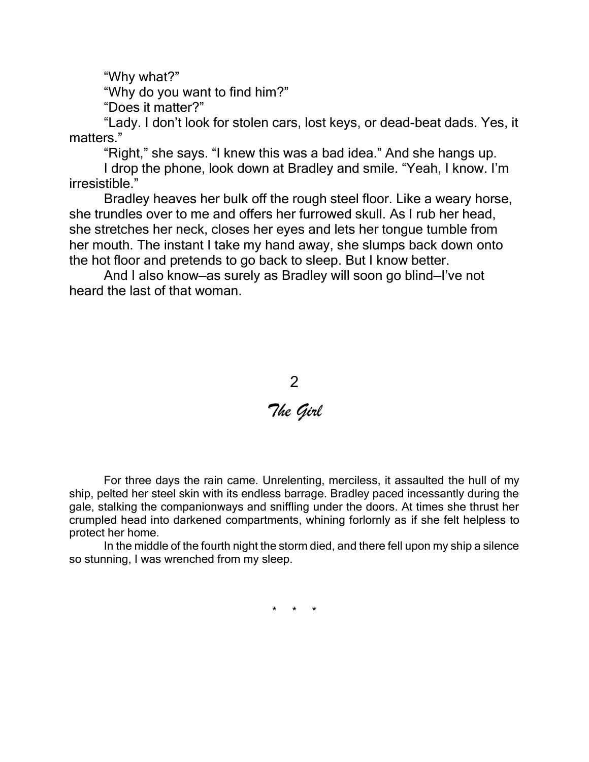"Why what?"

"Why do you want to find him?"

"Does it matter?"

"Lady. I don't look for stolen cars, lost keys, or dead-beat dads. Yes, it matters."

"Right," she says. "I knew this was a bad idea." And she hangs up.

I drop the phone, look down at Bradley and smile. "Yeah, I know. I'm irresistible."

Bradley heaves her bulk off the rough steel floor. Like a weary horse, she trundles over to me and offers her furrowed skull. As I rub her head, she stretches her neck, closes her eyes and lets her tongue tumble from her mouth. The instant I take my hand away, she slumps back down onto the hot floor and pretends to go back to sleep. But I know better.

And I also know—as surely as Bradley will soon go blind—I've not heard the last of that woman.

## 2

## *The Girl*

For three days the rain came. Unrelenting, merciless, it assaulted the hull of my ship, pelted her steel skin with its endless barrage. Bradley paced incessantly during the gale, stalking the companionways and sniffling under the doors. At times she thrust her crumpled head into darkened compartments, whining forlornly as if she felt helpless to protect her home.

In the middle of the fourth night the storm died, and there fell upon my ship a silence so stunning, I was wrenched from my sleep.

\* \* \*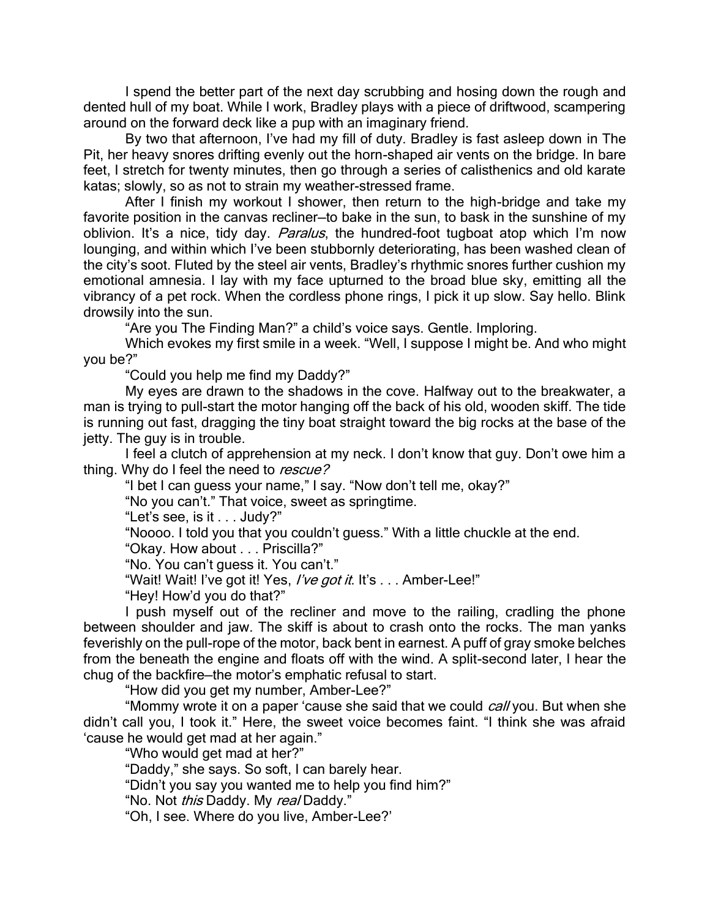I spend the better part of the next day scrubbing and hosing down the rough and dented hull of my boat. While I work, Bradley plays with a piece of driftwood, scampering around on the forward deck like a pup with an imaginary friend.

By two that afternoon, I've had my fill of duty. Bradley is fast asleep down in The Pit, her heavy snores drifting evenly out the horn-shaped air vents on the bridge. In bare feet, I stretch for twenty minutes, then go through a series of calisthenics and old karate katas; slowly, so as not to strain my weather-stressed frame.

After I finish my workout I shower, then return to the high-bridge and take my favorite position in the canvas recliner—to bake in the sun, to bask in the sunshine of my oblivion. It's a nice, tidy day. *Paralus*, the hundred-foot tugboat atop which I'm now lounging, and within which I've been stubbornly deteriorating, has been washed clean of the city's soot. Fluted by the steel air vents, Bradley's rhythmic snores further cushion my emotional amnesia. I lay with my face upturned to the broad blue sky, emitting all the vibrancy of a pet rock. When the cordless phone rings, I pick it up slow. Say hello. Blink drowsily into the sun.

"Are you The Finding Man?" a child's voice says. Gentle. Imploring.

Which evokes my first smile in a week. "Well, I suppose I might be. And who might you be?"

"Could you help me find my Daddy?"

My eyes are drawn to the shadows in the cove. Halfway out to the breakwater, a man is trying to pull-start the motor hanging off the back of his old, wooden skiff. The tide is running out fast, dragging the tiny boat straight toward the big rocks at the base of the jetty. The guy is in trouble.

I feel a clutch of apprehension at my neck. I don't know that guy. Don't owe him a thing. Why do I feel the need to *rescue?*

"I bet I can guess your name," I say. "Now don't tell me, okay?"

"No you can't." That voice, sweet as springtime.

"Let's see, is it . . . Judy?"

"Noooo. I told you that you couldn't guess." With a little chuckle at the end.

"Okay. How about . . . Priscilla?"

"No. You can't guess it. You can't."

"Wait! Wait! I've got it! Yes, *I've got it*. It's . . . Amber-Lee!"

"Hey! How'd you do that?"

I push myself out of the recliner and move to the railing, cradling the phone between shoulder and jaw. The skiff is about to crash onto the rocks. The man yanks feverishly on the pull-rope of the motor, back bent in earnest. A puff of gray smoke belches from the beneath the engine and floats off with the wind. A split-second later, I hear the chug of the backfire—the motor's emphatic refusal to start.

"How did you get my number, Amber-Lee?"

"Mommy wrote it on a paper 'cause she said that we could *call* you. But when she didn't call you, I took it." Here, the sweet voice becomes faint. "I think she was afraid 'cause he would get mad at her again."

"Who would get mad at her?"

"Daddy," she says. So soft, I can barely hear.

"Didn't you say you wanted me to help you find him?"

"No. Not *this* Daddy. My *real* Daddy."

"Oh, I see. Where do you live, Amber-Lee?'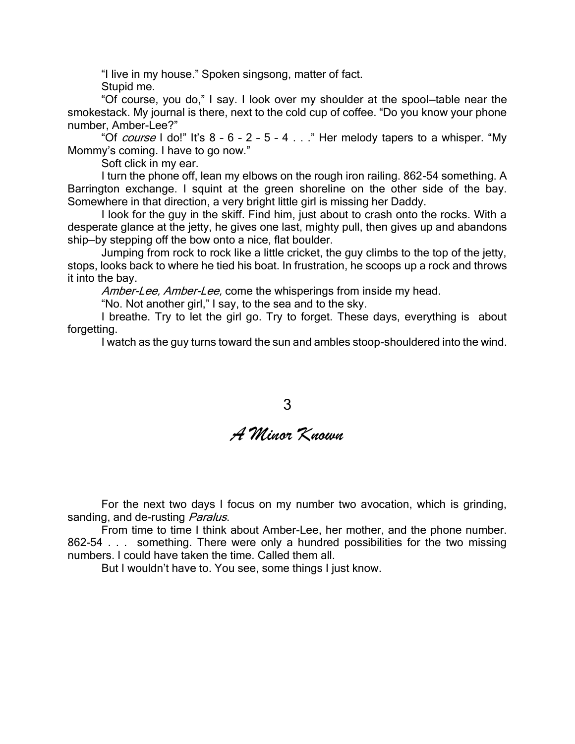"I live in my house." Spoken singsong, matter of fact.

Stupid me.

"Of course, you do," I say. I look over my shoulder at the spool–table near the smokestack. My journal is there, next to the cold cup of coffee. "Do you know your phone number, Amber-Lee?"

"Of *course* I do!" It's 8 – 6 – 2 – 5 – 4 . . ." Her melody tapers to a whisper. "My Mommy's coming. I have to go now."

Soft click in my ear.

I turn the phone off, lean my elbows on the rough iron railing. 862-54 something. A Barrington exchange. I squint at the green shoreline on the other side of the bay. Somewhere in that direction, a very bright little girl is missing her Daddy.

I look for the guy in the skiff. Find him, just about to crash onto the rocks. With a desperate glance at the jetty, he gives one last, mighty pull, then gives up and abandons ship—by stepping off the bow onto a nice, flat boulder.

Jumping from rock to rock like a little cricket, the guy climbs to the top of the jetty, stops, looks back to where he tied his boat. In frustration, he scoops up a rock and throws it into the bay.

*Amber-Lee, Amber-Lee,* come the whisperings from inside my head.

"No. Not another girl," I say, to the sea and to the sky.

I breathe. Try to let the girl go. Try to forget. These days, everything is about forgetting.

I watch as the guy turns toward the sun and ambles stoop-shouldered into the wind.

## 3

## *A Minor Known*

For the next two days I focus on my number two avocation, which is grinding, sanding, and de-rusting *Paralus*.

From time to time I think about Amber-Lee, her mother, and the phone number. 862-54 . . . something. There were only a hundred possibilities for the two missing numbers. I could have taken the time. Called them all.

But I wouldn't have to. You see, some things I just know.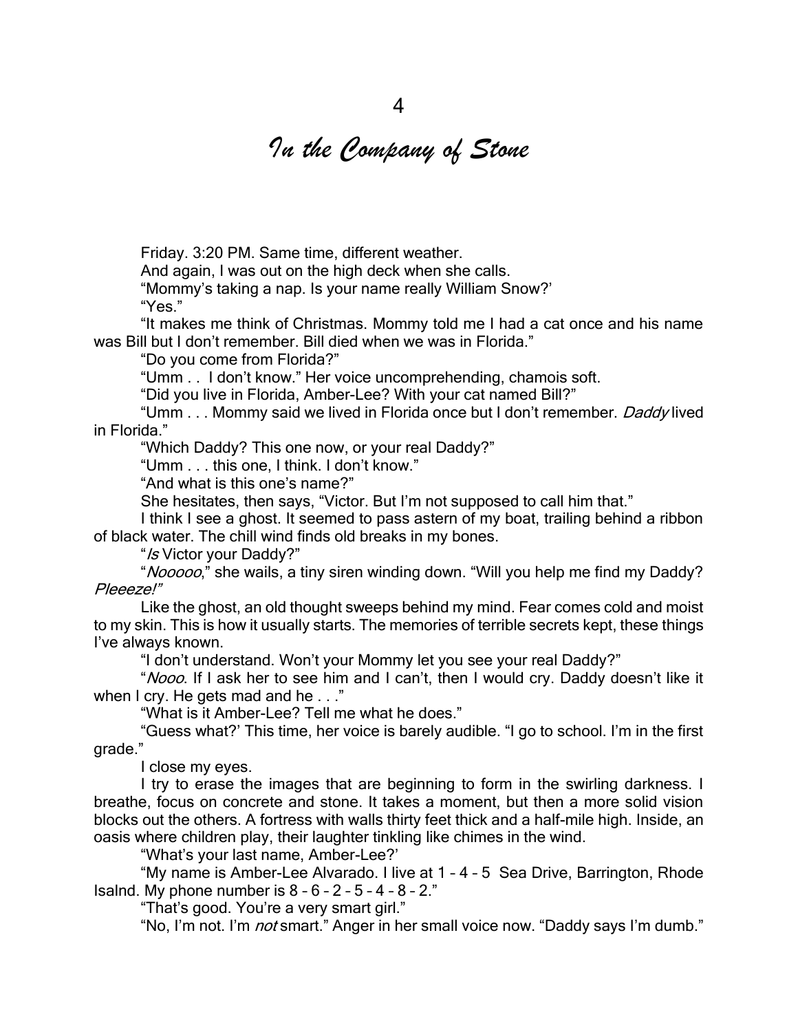# 4

# *In the Company of Stone*

Friday. 3:20 PM. Same time, different weather.

And again, I was out on the high deck when she calls.

"Mommy's taking a nap. Is your name really William Snow?'

"Yes."

"It makes me think of Christmas. Mommy told me I had a cat once and his name was Bill but I don't remember. Bill died when we was in Florida."

"Do you come from Florida?"

"Umm . .  I don't know." Her voice uncomprehending, chamois soft.

"Did you live in Florida, Amber-Lee? With your cat named Bill?"

"Umm . . . Mommy said we lived in Florida once but I don't remember. *Daddy* lived in Florida."

"Which Daddy? This one now, or your real Daddy?"

"Umm . . . this one, I think. I don't know."

"And what is this one's name?"

She hesitates, then says, "Victor. But I'm not supposed to call him that."

I think I see a ghost. It seemed to pass astern of my boat, trailing behind a ribbon of black water. The chill wind finds old breaks in my bones.

"*Is* Victor your Daddy?"

"*Nooooo*," she wails, a tiny siren winding down. "Will you help me find my Daddy? *Pleeeze!"*

Like the ghost, an old thought sweeps behind my mind. Fear comes cold and moist to my skin. This is how it usually starts. The memories of terrible secrets kept, these things I've always known.

"I don't understand. Won't your Mommy let you see your real Daddy?"

"*Nooo*. If I ask her to see him and I can't, then I would cry. Daddy doesn't like it when I cry. He gets mad and he . . ."

"What is it Amber-Lee? Tell me what he does."

"Guess what?' This time, her voice is barely audible. "I go to school. I'm in the first grade."

I close my eyes.

I try to erase the images that are beginning to form in the swirling darkness. I breathe, focus on concrete and stone. It takes a moment, but then a more solid vision blocks out the others. A fortress with walls thirty feet thick and a half-mile high. Inside, an oasis where children play, their laughter tinkling like chimes in the wind.

"What's your last name, Amber-Lee?'

"My name is Amber-Lee Alvarado. I live at 1 – 4 – 5  Sea Drive, Barrington, Rhode Isalnd. My phone number is 8 – 6 – 2 – 5 – 4 – 8 – 2."

"That's good. You're a very smart girl."

"No, I'm not. I'm *not* smart." Anger in her small voice now. "Daddy says I'm dumb."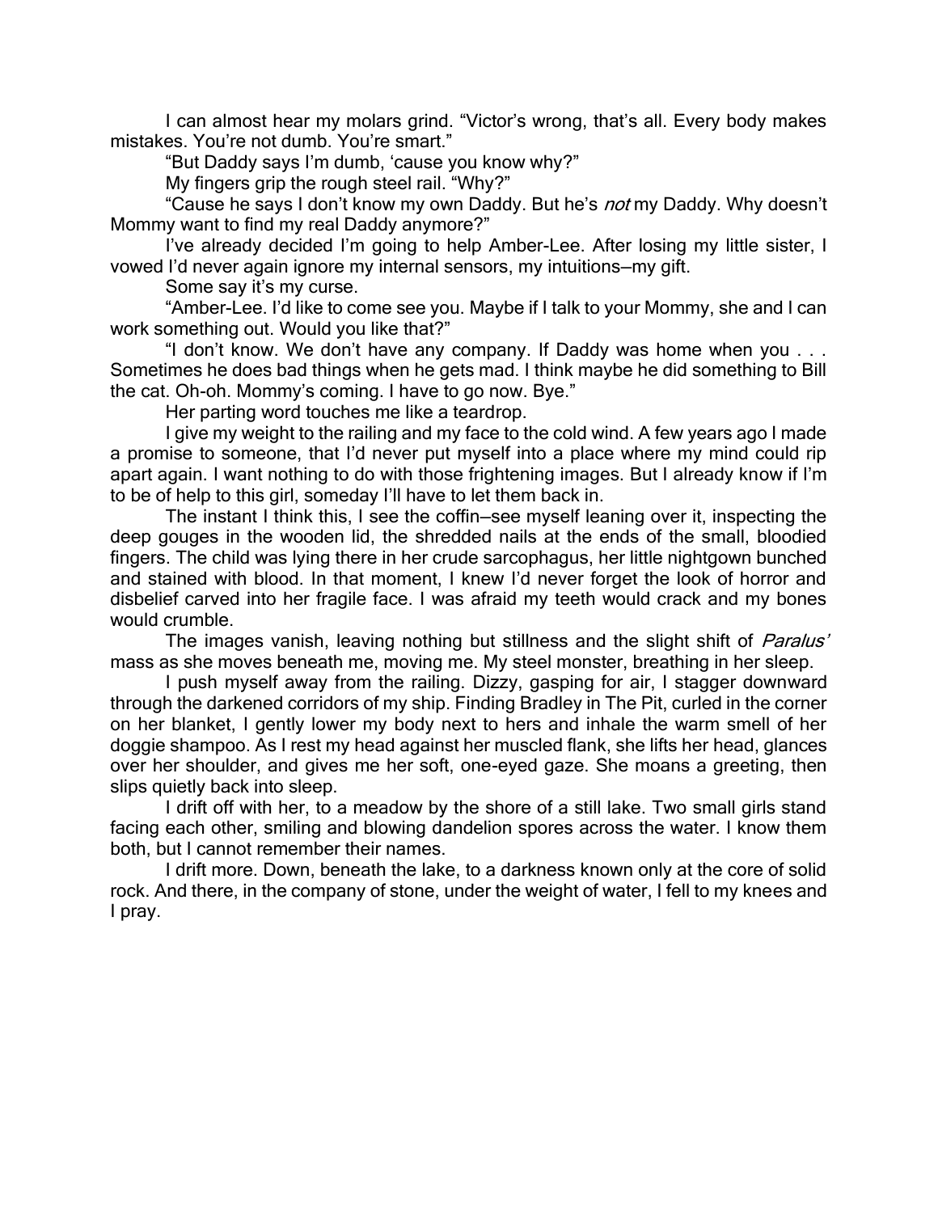I can almost hear my molars grind. "Victor's wrong, that's all. Every body makes mistakes. You're not dumb. You're smart."

"But Daddy says I'm dumb, 'cause you know why?"

My fingers grip the rough steel rail. "Why?"

"Cause he says I don't know my own Daddy. But he's *not* my Daddy. Why doesn't Mommy want to find my real Daddy anymore?"

I've already decided I'm going to help Amber-Lee. After losing my little sister, I vowed I'd never again ignore my internal sensors, my intuitions—my gift.

Some say it's my curse.

"Amber-Lee. I'd like to come see you. Maybe if I talk to your Mommy, she and I can work something out. Would you like that?"

"I don't know. We don't have any company. If Daddy was home when you . . . Sometimes he does bad things when he gets mad. I think maybe he did something to Bill the cat. Oh-oh. Mommy's coming. I have to go now. Bye."

Her parting word touches me like a teardrop.

I give my weight to the railing and my face to the cold wind. A few years ago I made a promise to someone, that I'd never put myself into a place where my mind could rip apart again. I want nothing to do with those frightening images. But I already know if I'm to be of help to this girl, someday I'll have to let them back in.

The instant I think this, I see the coffin—see myself leaning over it, inspecting the deep gouges in the wooden lid, the shredded nails at the ends of the small, bloodied fingers. The child was lying there in her crude sarcophagus, her little nightgown bunched and stained with blood. In that moment, I knew I'd never forget the look of horror and disbelief carved into her fragile face. I was afraid my teeth would crack and my bones would crumble.

The images vanish, leaving nothing but stillness and the slight shift of *Paralus'* mass as she moves beneath me, moving me. My steel monster, breathing in her sleep.

I push myself away from the railing. Dizzy, gasping for air, I stagger downward through the darkened corridors of my ship. Finding Bradley in The Pit, curled in the corner on her blanket, I gently lower my body next to hers and inhale the warm smell of her doggie shampoo. As I rest my head against her muscled flank, she lifts her head, glances over her shoulder, and gives me her soft, one-eyed gaze. She moans a greeting, then slips quietly back into sleep.

I drift off with her, to a meadow by the shore of a still lake. Two small girls stand facing each other, smiling and blowing dandelion spores across the water. I know them both, but I cannot remember their names.

I drift more. Down, beneath the lake, to a darkness known only at the core of solid rock. And there, in the company of stone, under the weight of water, I fell to my knees and I pray.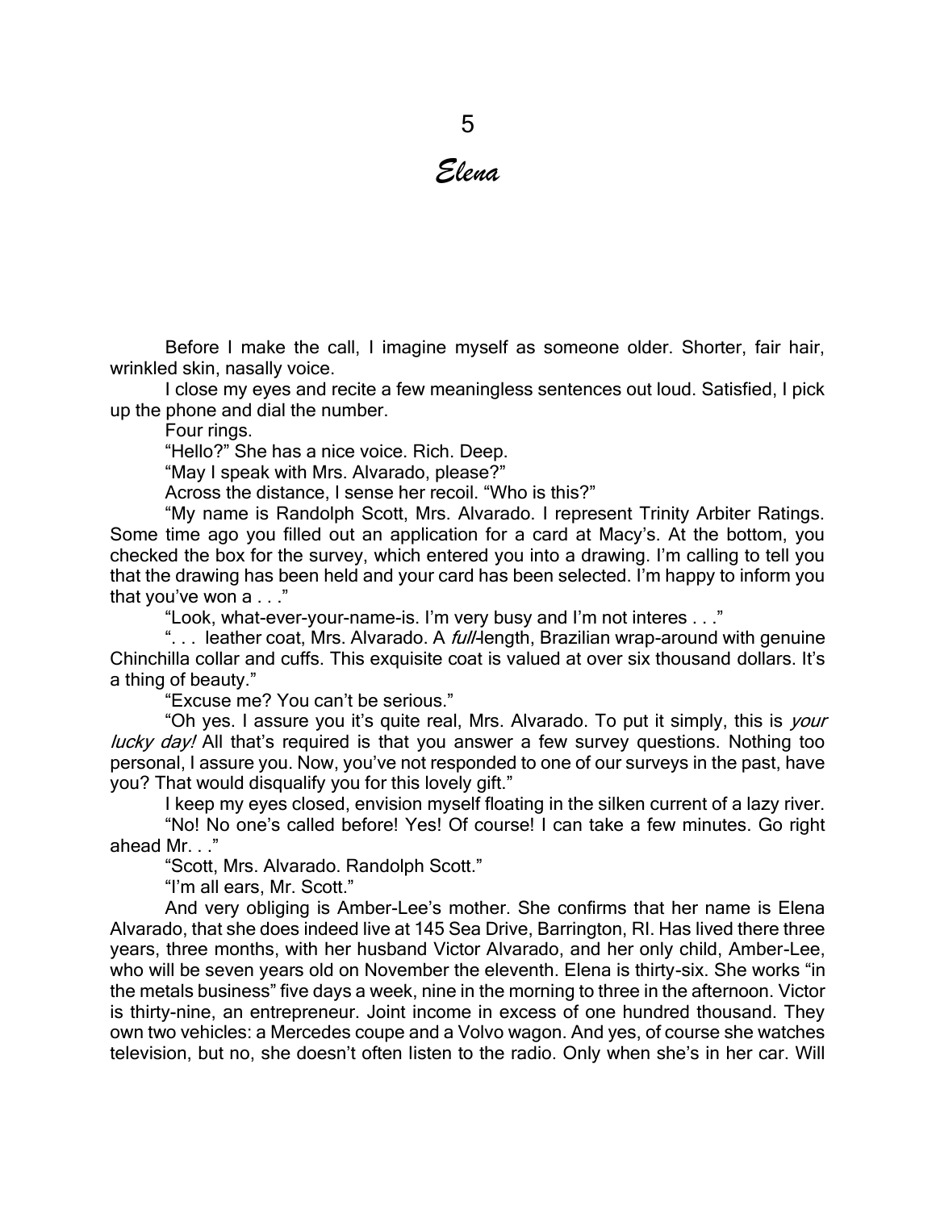# 5

## *Elena*

Before I make the call, I imagine myself as someone older. Shorter, fair hair, wrinkled skin, nasally voice.

I close my eyes and recite a few meaningless sentences out loud. Satisfied, I pick up the phone and dial the number.

Four rings.

"Hello?" She has a nice voice. Rich. Deep.

"May I speak with Mrs. Alvarado, please?"

Across the distance, I sense her recoil. "Who is this?"

"My name is Randolph Scott, Mrs. Alvarado. I represent Trinity Arbiter Ratings. Some time ago you filled out an application for a card at Macy's. At the bottom, you checked the box for the survey, which entered you into a drawing. I'm calling to tell you that the drawing has been held and your card has been selected. I'm happy to inform you that you've won a . . ."

"Look, what-ever-your-name-is. I'm very busy and I'm not interes . . ."

". . . leather coat, Mrs. Alvarado. A *full*-length, Brazilian wrap-around with genuine Chinchilla collar and cuffs. This exquisite coat is valued at over six thousand dollars. It's a thing of beauty."

"Excuse me? You can't be serious."

"Oh yes. I assure you it's quite real, Mrs. Alvarado. To put it simply, this is *your lucky day!* All that's required is that you answer a few survey questions. Nothing too personal, I assure you. Now, you've not responded to one of our surveys in the past, have you? That would disqualify you for this lovely gift."

I keep my eyes closed, envision myself floating in the silken current of a lazy river.

"No! No one's called before! Yes! Of course! I can take a few minutes. Go right ahead Mr. . ."

"Scott, Mrs. Alvarado. Randolph Scott."

"I'm all ears, Mr. Scott."

And very obliging is Amber-Lee's mother. She confirms that her name is Elena Alvarado, that she does indeed live at 145 Sea Drive, Barrington, RI. Has lived there three years, three months, with her husband Victor Alvarado, and her only child, Amber-Lee, who will be seven years old on November the eleventh. Elena is thirty-six. She works "in the metals business" five days a week, nine in the morning to three in the afternoon. Victor is thirty-nine, an entrepreneur. Joint income in excess of one hundred thousand. They own two vehicles: a Mercedes coupe and a Volvo wagon. And yes, of course she watches television, but no, she doesn't often listen to the radio. Only when she's in her car. Will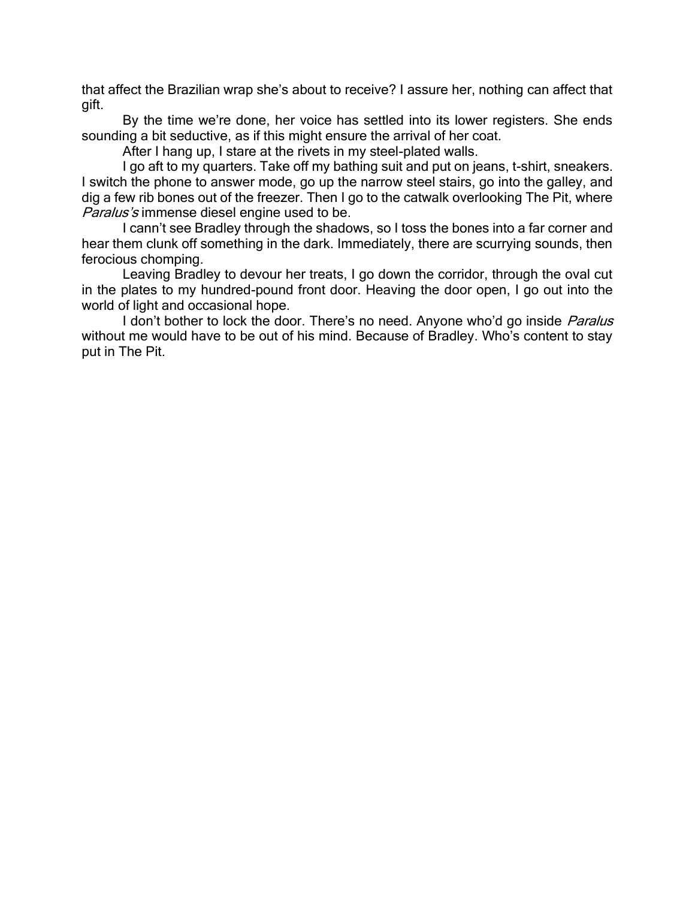that affect the Brazilian wrap she's about to receive? I assure her, nothing can affect that gift.

By the time we're done, her voice has settled into its lower registers. She ends sounding a bit seductive, as if this might ensure the arrival of her coat.

After I hang up, I stare at the rivets in my steel-plated walls.

I go aft to my quarters. Take off my bathing suit and put on jeans, t-shirt, sneakers. I switch the phone to answer mode, go up the narrow steel stairs, go into the galley, and dig a few rib bones out of the freezer. Then I go to the catwalk overlooking The Pit, where *Paralus's* immense diesel engine used to be.

I cann't see Bradley through the shadows, so I toss the bones into a far corner and hear them clunk off something in the dark. Immediately, there are scurrying sounds, then ferocious chomping.

Leaving Bradley to devour her treats, I go down the corridor, through the oval cut in the plates to my hundred-pound front door. Heaving the door open, I go out into the world of light and occasional hope.

I don't bother to lock the door. There's no need. Anyone who'd go inside *Paralus* without me would have to be out of his mind. Because of Bradley. Who's content to stay put in The Pit.